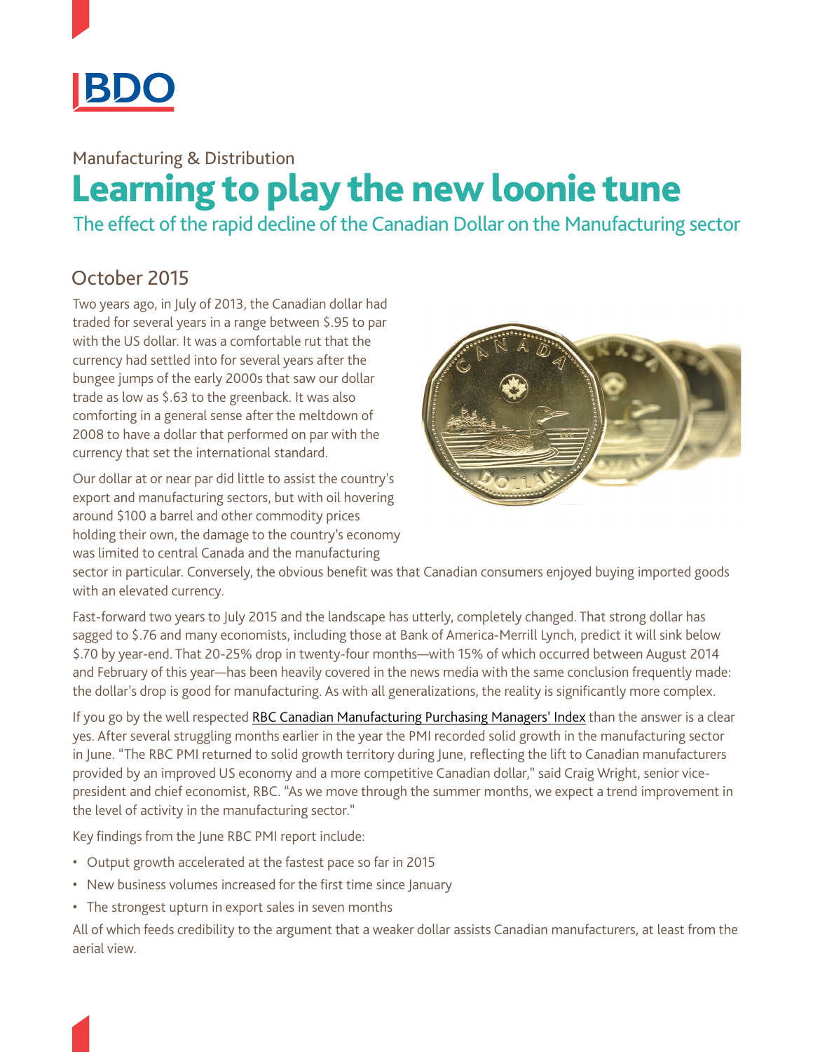BDO

Manufacturing & Distribution

# Learning to play the new loonie tune

## The effect of the rapid decline of the Canadian Dollar on the Manufacturing sector

### October 2015

Two years ago, in July of 2013, the Canadian dollar had traded for several years in a range between $.95 to par with the US dollar. It was a comfortable rut that the currency had settled into for several years after the bungee jumps of the early 2000s that saw our dollar trade as low as $.63 to the greenback. It was also comforting in a general sense after the meltdown of 2008 to have a dollar that performed on par with the currency that set the international standard.

Our dollar at or near par did little to assist the country's export and manufacturing sectors, but with oil hovering around $100 a barrel and other commodity prices holding their own, the damage to the country's economy was limited to central Canada and the manufacturing sector in particular. Conversely, the obvious benefit was that Canadian consumers enjoyed buying imported goods with an elevated currency.

Fast-forward two years to July 2015 and the landscape has utterly, completely changed. That strong dollar has sagged to $.76 and many economists, including those at Bank of America-Merrill Lynch, predict it will sink below $.70 by year-end. That 20-25% drop in twenty-four months—with 15% of which occurred between August 2014 and February of this year—has been heavily covered in the news media with the same conclusion frequently made: the dollar's drop is good for manufacturing. As with all generalizations, the reality is significantly more complex.

If you go by the well respected RBC Canadian Manufacturing Purchasing Managers' Index than the answer is a clear yes. After several struggling months earlier in the year the PMI recorded solid growth in the manufacturing sector in June. "The RBC PMI returned to solid growth territory during June, reflecting the lift to Canadian manufacturers provided by an improved US economy and a more competitive Canadian dollar," said Craig Wright, senior vice-president and chief economist, RBC. "As we move through the summer months, we expect a trend improvement in the level of activity in the manufacturing sector."

Key findings from the June RBC PMI report include:

- Output growth accelerated at the fastest pace so far in 2015
- New business volumes increased for the first time since January
- The strongest upturn in export sales in seven months

All of which feeds credibility to the argument that a weaker dollar assists Canadian manufacturers, at least from the aerial view.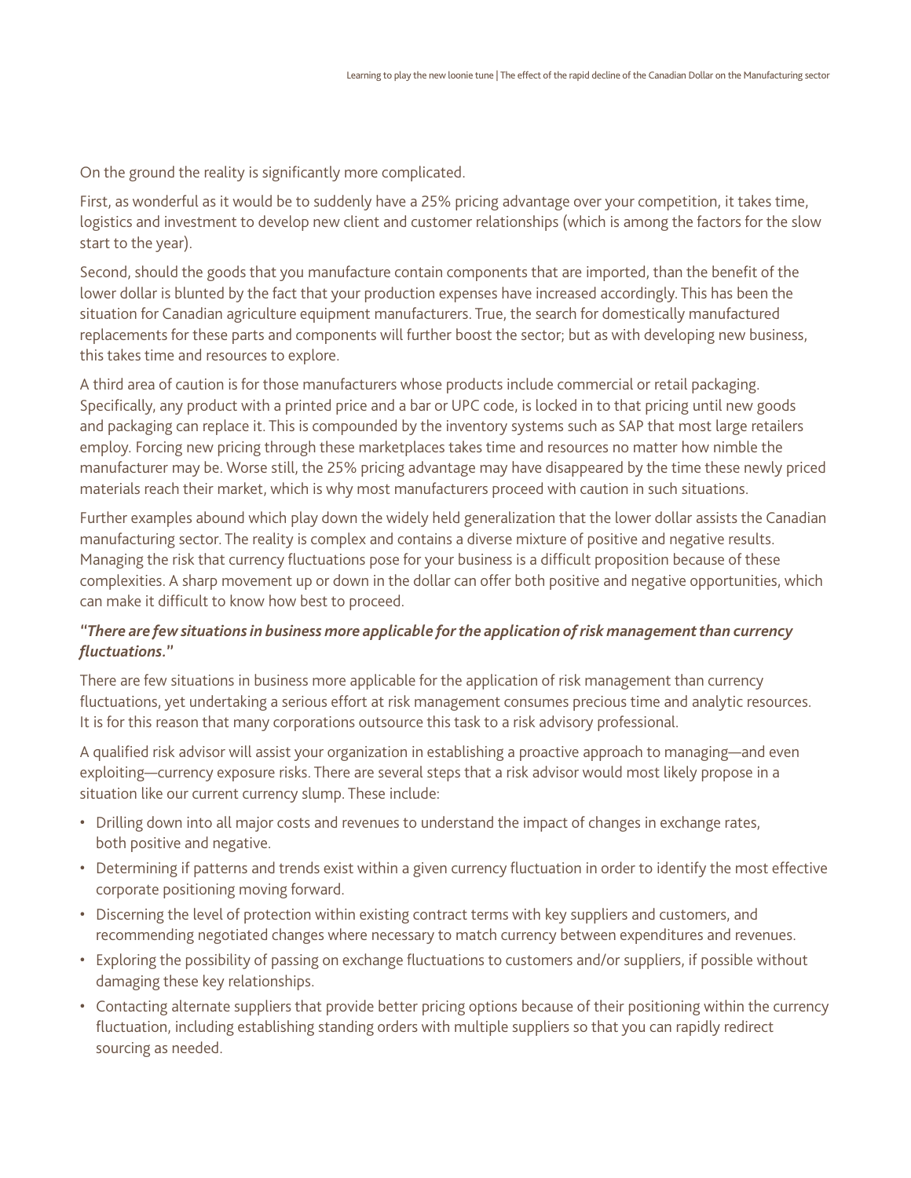On the ground the reality is significantly more complicated.

First, as wonderful as it would be to suddenly have a 25% pricing advantage over your competition, it takes time, logistics and investment to develop new client and customer relationships (which is among the factors for the slow start to the year).

Second, should the goods that you manufacture contain components that are imported, than the benefit of the lower dollar is blunted by the fact that your production expenses have increased accordingly. This has been the situation for Canadian agriculture equipment manufacturers. True, the search for domestically manufactured replacements for these parts and components will further boost the sector; but as with developing new business, this takes time and resources to explore.

A third area of caution is for those manufacturers whose products include commercial or retail packaging. Specifically, any product with a printed price and a bar or UPC code, is locked in to that pricing until new goods and packaging can replace it. This is compounded by the inventory systems such as SAP that most large retailers employ. Forcing new pricing through these marketplaces takes time and resources no matter how nimble the manufacturer may be. Worse still, the 25% pricing advantage may have disappeared by the time these newly priced materials reach their market, which is why most manufacturers proceed with caution in such situations.

Further examples abound which play down the widely held generalization that the lower dollar assists the Canadian manufacturing sector. The reality is complex and contains a diverse mixture of positive and negative results. Managing the risk that currency fluctuations pose for your business is a difficult proposition because of these complexities. A sharp movement up or down in the dollar can offer both positive and negative opportunities, which can make it difficult to know how best to proceed.

***"There are few situations in business more applicable for the application of risk management than currency fluctuations."***

There are few situations in business more applicable for the application of risk management than currency fluctuations, yet undertaking a serious effort at risk management consumes precious time and analytic resources. It is for this reason that many corporations outsource this task to a risk advisory professional.

A qualified risk advisor will assist your organization in establishing a proactive approach to managing—and even exploiting—currency exposure risks. There are several steps that a risk advisor would most likely propose in a situation like our current currency slump. These include:

- Drilling down into all major costs and revenues to understand the impact of changes in exchange rates, both positive and negative.
- Determining if patterns and trends exist within a given currency fluctuation in order to identify the most effective corporate positioning moving forward.
- Discerning the level of protection within existing contract terms with key suppliers and customers, and recommending negotiated changes where necessary to match currency between expenditures and revenues.
- Exploring the possibility of passing on exchange fluctuations to customers and/or suppliers, if possible without damaging these key relationships.
- Contacting alternate suppliers that provide better pricing options because of their positioning within the currency fluctuation, including establishing standing orders with multiple suppliers so that you can rapidly redirect sourcing as needed.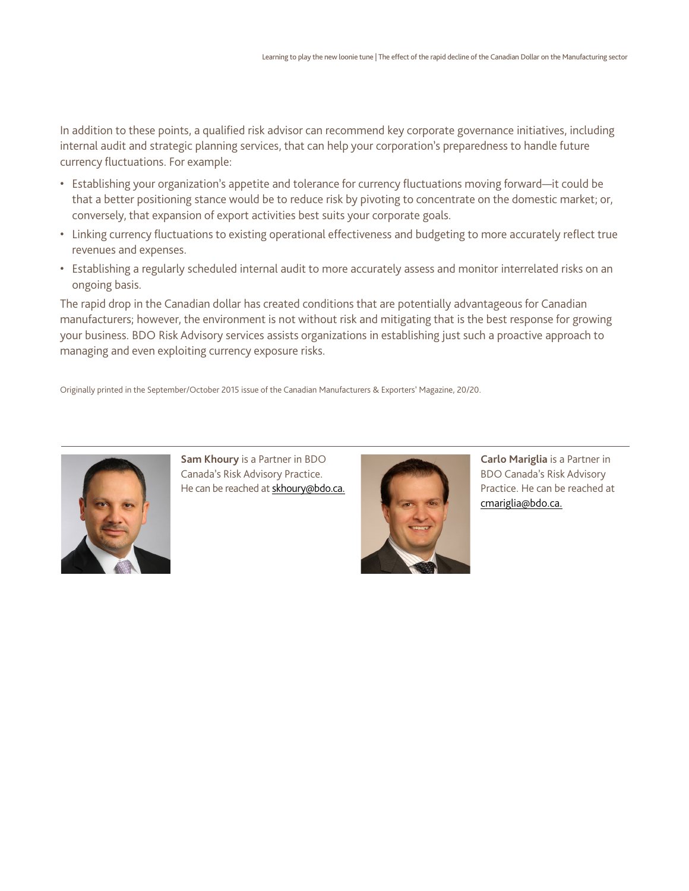In addition to these points, a qualified risk advisor can recommend key corporate governance initiatives, including internal audit and strategic planning services, that can help your corporation's preparedness to handle future currency fluctuations. For example:

- Establishing your organization's appetite and tolerance for currency fluctuations moving forward—it could be that a better positioning stance would be to reduce risk by pivoting to concentrate on the domestic market; or, conversely, that expansion of export activities best suits your corporate goals.
- Linking currency fluctuations to existing operational effectiveness and budgeting to more accurately reflect true revenues and expenses.
- Establishing a regularly scheduled internal audit to more accurately assess and monitor interrelated risks on an ongoing basis.

The rapid drop in the Canadian dollar has created conditions that are potentially advantageous for Canadian manufacturers; however, the environment is not without risk and mitigating that is the best response for growing your business. BDO Risk Advisory services assists organizations in establishing just such a proactive approach to managing and even exploiting currency exposure risks.

Originally printed in the September/October 2015 issue of the Canadian Manufacturers & Exporters' Magazine, 20/20.

---

**Sam Khoury** is a Partner in BDO Canada's Risk Advisory Practice. He can be reached at skhoury@bdo.ca.

**Carlo Mariglia** is a Partner in BDO Canada's Risk Advisory Practice. He can be reached at cmariglia@bdo.ca.